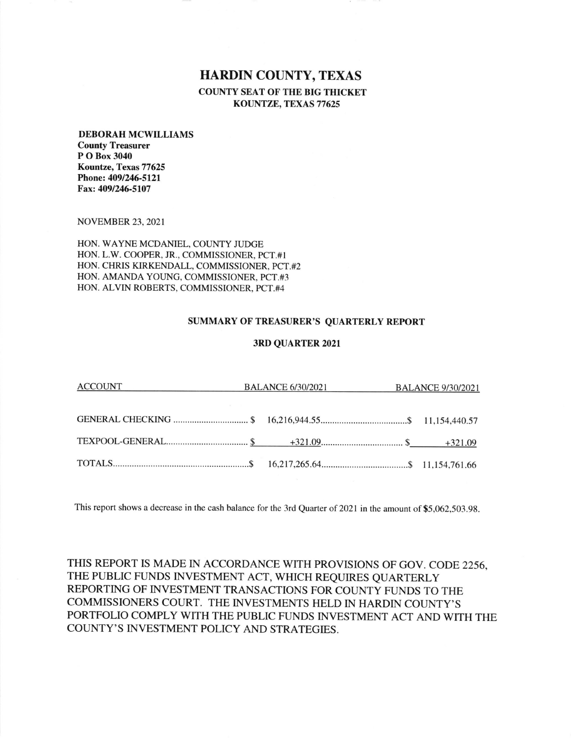# HARDIN COUNTY, TEXAS

**COUNTY SEAT OF THE BIG THICKET**
**KOUNTZE, TEXAS 77625**

**DEBORAH MCWILLIAMS**
**County Treasurer**
**P O Box 3040**
**Kountze, Texas 77625**
**Phone: 409/246-5121**
**Fax: 409/246-5107**

NOVEMBER 23, 2021

HON. WAYNE MCDANIEL, COUNTY JUDGE
HON. L.W. COOPER, JR., COMMISSIONER, PCT.#1
HON. CHRIS KIRKENDALL, COMMISSIONER, PCT.#2
HON. AMANDA YOUNG, COMMISSIONER, PCT.#3
HON. ALVIN ROBERTS, COMMISSIONER, PCT.#4

## SUMMARY OF TREASURER'S QUARTERLY REPORT

### 3RD QUARTER 2021

| ACCOUNT | BALANCE 6/30/2021 | BALANCE 9/30/2021 |
|---|---|---|
| GENERAL CHECKING | $ 16,216,944.55 | $ 11,154,440.57 |
| TEXPOOL-GENERAL | $ +321.09 | $ +321.09 |
| TOTALS | $ 16,217,265.64 | $ 11,154,761.66 |

This report shows a decrease in the cash balance for the 3rd Quarter of 2021 in the amount of $5,062,503.98.

THIS REPORT IS MADE IN ACCORDANCE WITH PROVISIONS OF GOV. CODE 2256, THE PUBLIC FUNDS INVESTMENT ACT, WHICH REQUIRES QUARTERLY REPORTING OF INVESTMENT TRANSACTIONS FOR COUNTY FUNDS TO THE COMMISSIONERS COURT. THE INVESTMENTS HELD IN HARDIN COUNTY'S PORTFOLIO COMPLY WITH THE PUBLIC FUNDS INVESTMENT ACT AND WITH THE COUNTY'S INVESTMENT POLICY AND STRATEGIES.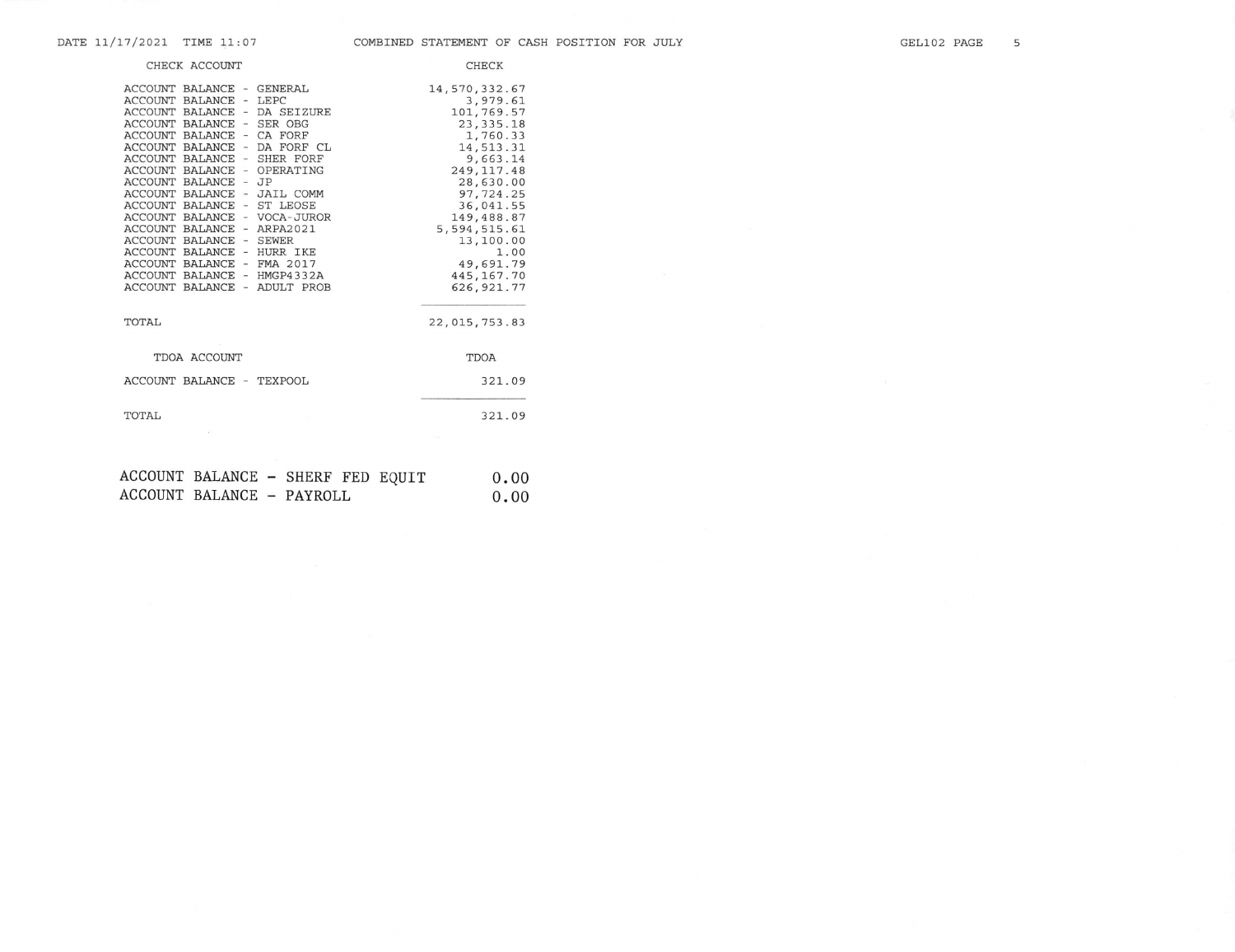# COMBINED STATEMENT OF CASH POSITION FOR JULY

DATE 11/17/2021 TIME 11:07

| CHECK ACCOUNT | CHECK |
|---|---|
| ACCOUNT BALANCE - GENERAL | 14,570,332.67 |
| ACCOUNT BALANCE - LEPC | 3,979.61 |
| ACCOUNT BALANCE - DA SEIZURE | 101,769.57 |
| ACCOUNT BALANCE - SER OBG | 23,335.18 |
| ACCOUNT BALANCE - CA FORF | 1,760.33 |
| ACCOUNT BALANCE - DA FORF CL | 14,513.31 |
| ACCOUNT BALANCE - SHER FORF | 9,663.14 |
| ACCOUNT BALANCE - OPERATING | 249,117.48 |
| ACCOUNT BALANCE - JP | 28,630.00 |
| ACCOUNT BALANCE - JAIL COMM | 97,724.25 |
| ACCOUNT BALANCE - ST LEOSE | 36,041.55 |
| ACCOUNT BALANCE - VOCA-JUROR | 149,488.87 |
| ACCOUNT BALANCE - ARPA2021 | 5,594,515.61 |
| ACCOUNT BALANCE - SEWER | 13,100.00 |
| ACCOUNT BALANCE - HURR IKE | 1.00 |
| ACCOUNT BALANCE - FMA 2017 | 49,691.79 |
| ACCOUNT BALANCE - HMGP4332A | 445,167.70 |
| ACCOUNT BALANCE - ADULT PROB | 626,921.77 |
| TOTAL | 22,015,753.83 |

| TDOA ACCOUNT | TDOA |
|---|---|
| ACCOUNT BALANCE - TEXPOOL | 321.09 |
| TOTAL | 321.09 |

| | |
|---|---|
| ACCOUNT BALANCE - SHERF FED EQUIT | 0.00 |
| ACCOUNT BALANCE - PAYROLL | 0.00 |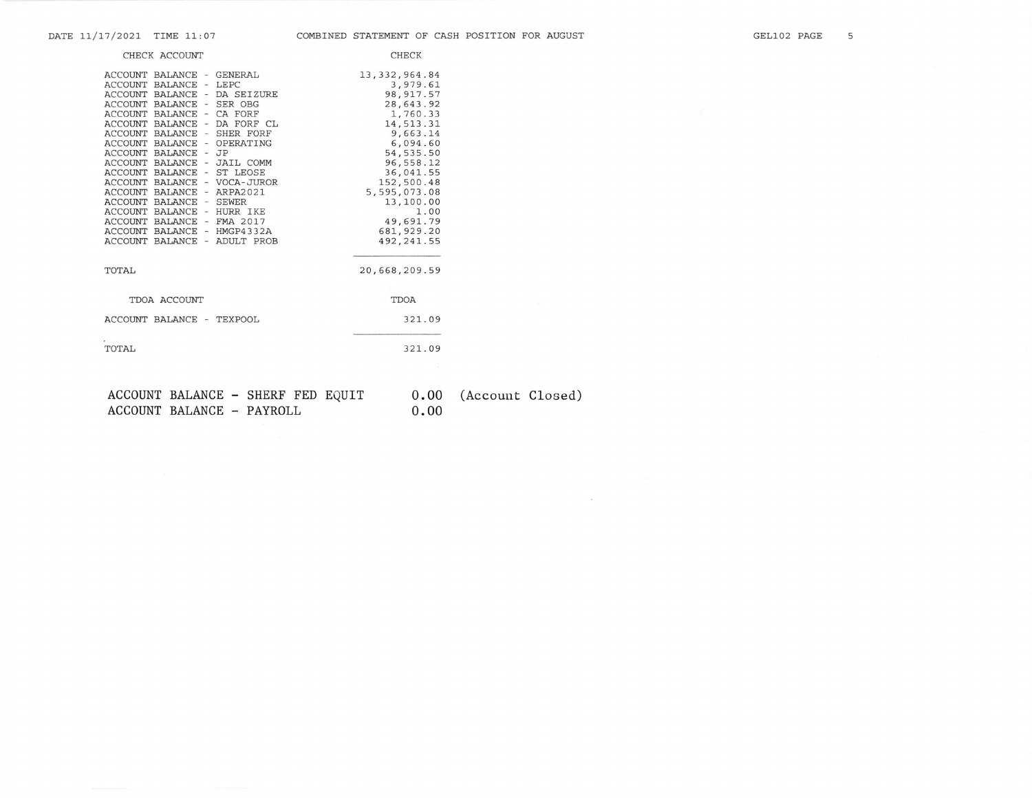COMBINED STATEMENT OF CASH POSITION FOR AUGUST

| CHECK ACCOUNT | CHECK |
|---|---|
| ACCOUNT BALANCE - GENERAL | 13,332,964.84 |
| ACCOUNT BALANCE - LEPC | 3,979.61 |
| ACCOUNT BALANCE - DA SEIZURE | 98,917.57 |
| ACCOUNT BALANCE - SER OBG | 28,643.92 |
| ACCOUNT BALANCE - CA FORF | 1,760.33 |
| ACCOUNT BALANCE - DA FORF CL | 14,513.31 |
| ACCOUNT BALANCE - SHER FORF | 9,663.14 |
| ACCOUNT BALANCE - OPERATING | 6,094.60 |
| ACCOUNT BALANCE - JP | 54,535.50 |
| ACCOUNT BALANCE - JAIL COMM | 96,558.12 |
| ACCOUNT BALANCE - ST LEOSE | 36,041.55 |
| ACCOUNT BALANCE - VOCA-JUROR | 152,500.48 |
| ACCOUNT BALANCE - ARPA2021 | 5,595,073.08 |
| ACCOUNT BALANCE - SEWER | 13,100.00 |
| ACCOUNT BALANCE - HURR IKE | 1.00 |
| ACCOUNT BALANCE - FMA 2017 | 49,691.79 |
| ACCOUNT BALANCE - HMGP4332A | 681,929.20 |
| ACCOUNT BALANCE - ADULT PROB | 492,241.55 |
| TOTAL | 20,668,209.59 |

| TDOA ACCOUNT | TDOA |
|---|---|
| ACCOUNT BALANCE - TEXPOOL | 321.09 |
| TOTAL | 321.09 |

ACCOUNT BALANCE - SHERF FED EQUIT 0.00 (Account Closed)

ACCOUNT BALANCE - PAYROLL 0.00